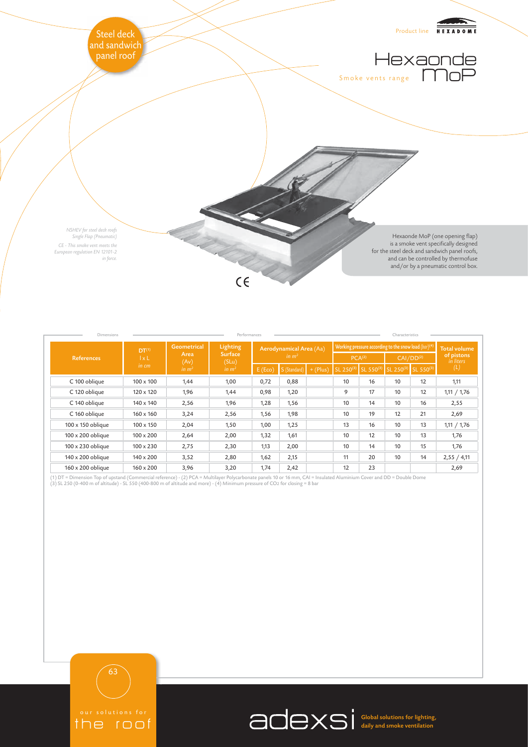Steel deck and sandwich panel roof

Product line HEXADOME

# Hexaonde MoP

Smoke vents range

*NSHEV for steel deck roofs*
*Single Flap (Pneumatic)*

*CE - This smoke vent meets the European regulation EN 12101-2 in force.*

Hexaonde MoP (one opening flap) is a smoke vent specifically designed for the steel deck and sandwich panel roofs, and can be controlled by thermofuse and/or by a pneumatic control box.

CE

| Dimensions | | Performances | | | | | Characteristics | | | | |
|---|---|---|---|---|---|---|---|---|---|---|---|
| **References** | **DT**[1] l x L *in cm* | **Geometrical Area** (Av) *in m²* | **Lighting Surface** (SLu) *in m²* | **Aerodynamical Area** (Aa) *in m²* | | | **Working pressure according to the snow load** (*bar*)[4] | | | | **Total volume of pistons** *in liters* (L) |
| | | | | | | | PCA[2] | | CAI/DD[2] | | |
| | | | | E (Eco) | S (Standard) | + (Plus) | SL 250[3] | SL 550[3] | SL 250[3] | SL 550[3] | |
| C 100 oblique | 100 x 100 | 1,44 | 1,00 | 0,72 | 0,88 | | 10 | 16 | 10 | 12 | 1,11 |
| C 120 oblique | 120 x 120 | 1,96 | 1,44 | 0,98 | 1,20 | | 9 | 17 | 10 | 12 | 1,11 / 1,76 |
| C 140 oblique | 140 x 140 | 2,56 | 1,96 | 1,28 | 1,56 | | 10 | 14 | 10 | 16 | 2,55 |
| C 160 oblique | 160 x 160 | 3,24 | 2,56 | 1,56 | 1,98 | | 10 | 19 | 12 | 21 | 2,69 |
| 100 x 150 oblique | 100 x 150 | 2,04 | 1,50 | 1,00 | 1,25 | | 13 | 16 | 10 | 13 | 1,11 / 1,76 |
| 100 x 200 oblique | 100 x 200 | 2,64 | 2,00 | 1,32 | 1,61 | | 10 | 12 | 10 | 13 | 1,76 |
| 100 x 230 oblique | 100 x 230 | 2,75 | 2,30 | 1,13 | 2,00 | | 10 | 14 | 10 | 15 | 1,76 |
| 140 x 200 oblique | 140 x 200 | 3,52 | 2,80 | 1,62 | 2,15 | | 11 | 20 | 10 | 14 | 2,55 / 4,11 |
| 160 x 200 oblique | 160 x 200 | 3,96 | 3,20 | 1,74 | 2,42 | | 12 | 23 | | | 2,69 |

(1) DT = Dimension Top of upstand (Commercial reference) - (2) PCA = Multilayer Polycarbonate panels 10 or 16 mm, CAI = Insulated Aluminium Cover and DD = Double Dome
(3) SL 250 (0-400 m of altitude) - SL 550 (400-800 m of altitude and more) - (4) Minimum pressure of $CO_2$ for closing = 8 bar

our solutions for the roof

adexsi Global solutions for lighting, daily and smoke ventilation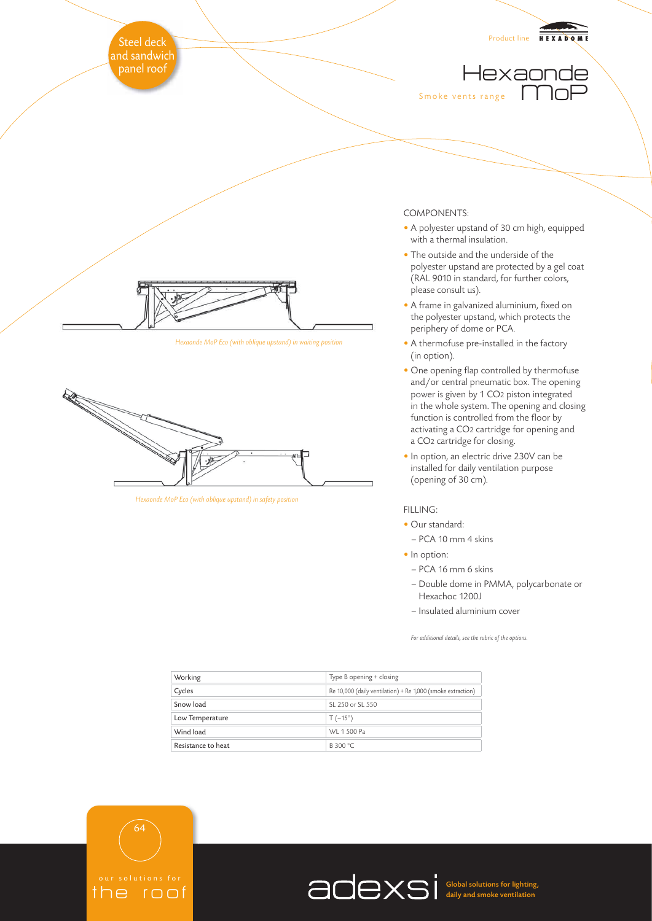Steel deck and sandwich panel roof

Product line HEXADOME

# Hexaonde MoP

Smoke vents range

*Hexaonde MoP Eco (with oblique upstand) in waiting position*

*Hexaonde MoP Eco (with oblique upstand) in safety position*

COMPONENTS:

- A polyester upstand of 30 cm high, equipped with a thermal insulation.
- The outside and the underside of the polyester upstand are protected by a gel coat (RAL 9010 in standard, for further colors, please consult us).
- A frame in galvanized aluminium, fixed on the polyester upstand, which protects the periphery of dome or PCA.
- A thermofuse pre-installed in the factory (in option).
- One opening flap controlled by thermofuse and/or central pneumatic box. The opening power is given by 1 $CO_2$ piston integrated in the whole system. The opening and closing function is controlled from the floor by activating a $CO_2$ cartridge for opening and a $CO_2$ cartridge for closing.
- In option, an electric drive 230V can be installed for daily ventilation purpose (opening of 30 cm).

FILLING:

- Our standard:
  - PCA 10 mm 4 skins
- In option:
  - PCA 16 mm 6 skins
  - Double dome in PMMA, polycarbonate or Hexachoc 1200J
  - Insulated aluminium cover

*For additional details, see the rubric of the options.*

| | |
|---|---|
| Working | Type B opening + closing |
| Cycles | Re 10,000 (daily ventilation) + Re 1,000 (smoke extraction) |
| Snow load | SL 250 or SL 550 |
| Low Temperature | T (−15°) |
| Wind load | WL 1 500 Pa |
| Resistance to heat | B 300 °C |

our solutions for the roof

adexsi Global solutions for lighting, daily and smoke ventilation